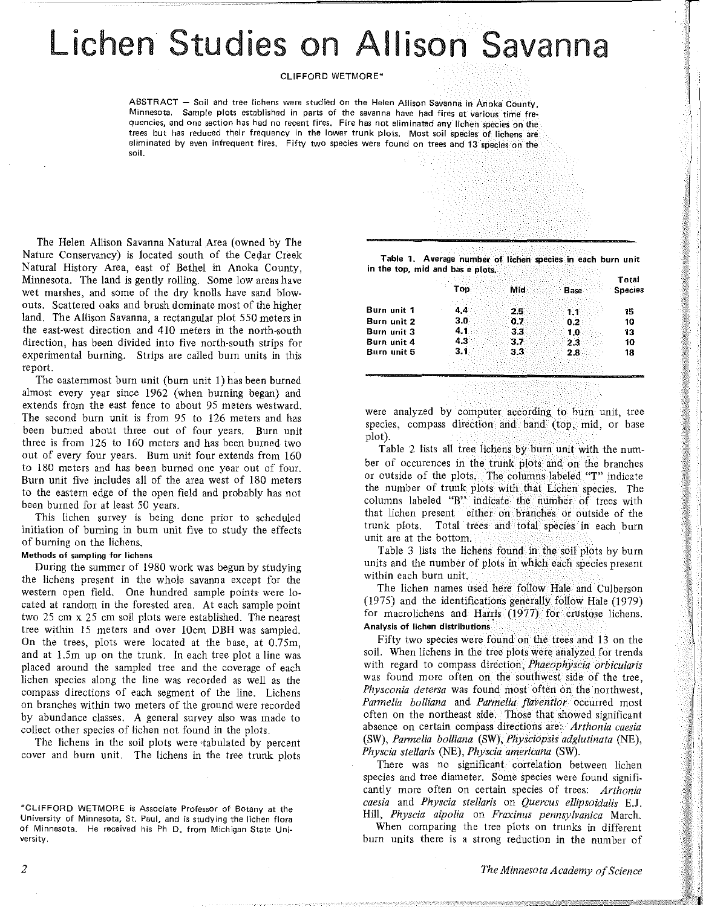# Lichen Studies on Allison Savanna

CLIFFORD WETMORE*

ABSTRACT — Soil and tree lichens were studied on the Helen Allison Savanna in Anoka County, Minnesota. Sample plots established in parts of the savanna have had fires at various time frequencies, and one section has had no recent fires. Fire has not eliminated any lichen species on the trees but has reduced their frequency in the lower trunk plots. Most soil species of lichens are eliminated by even infrequent fires. Fifty two species were found on trees and 13 species on the soil.

The Helen Allison Savanna Natural Area (owned by The Nature Conservancy) is located south of the Cedar Creek Natural History Area, east of Bethel in Anoka County, Minnesota. The land is gently rolling. Some low areas have wet marshes, and some of the dry knolls have sand blowouts. Scattered oaks and brush dominate most of the higher land. The Allison Savanna, a rectangular plot 550 meters in the east-west direction and 410 meters in the north-south direction, has been divided into five north-south strips for experimental burning. Strips are called burn units in this report.

The easternmost burn unit (burn unit 1) has been burned almost every year since 1962 (when burning began) and extends from the east fence to about 95 meters westward. The second burn unit is from 95 to 126 meters and has been burned about three out of four years. Burn unit three is from 126 to 160 meters and has been burned two out of every four years. Burn unit four extends from 160 to 180 meters and has been burned one year out of four. Burn unit five includes all of the area west of 180 meters to the eastern edge of the open field and probably has not been burned for at least 50 years.

This lichen survey is being done prior to scheduled initiation of burning in burn unit five to study the effects of burning on the lichens.

### Methods of sampling for lichens

During the summer of 1980 work was begun by studying the lichens present in the whole savanna except for the western open field. One hundred sample points were located at random in the forested area. At each sample point two 25 cm x 25 cm soil plots were established. The nearest tree within 15 meters and over 10cm DBH was sampled. On the trees, plots were located at the base, at 0.75m, and at 1.5m up on the trunk. In each tree plot a line was placed around the sampled tree and the coverage of each lichen species along the line was recorded as well as the compass directions of each segment of the line. Lichens on branches within two meters of the ground were recorded by abundance classes. A general survey also was made to collect other species of lichen not found in the plots.

The lichens in the soil plots were tabulated by percent cover and burn unit. The lichens in the tree trunk plots were analyzed by computer according to burn unit, tree species, compass direction and band (top, mid, or base plot).

**Table 1. Average number of lichen species in each burn unit in the top, mid and base plots.**

| | Top | Mid | Base | Total Species |
|---|---|---|---|---|
| Burn unit 1 | 4.4 | 2.5 | 1.1 | 15 |
| Burn unit 2 | 3.0 | 0.7 | 0.2 | 10 |
| Burn unit 3 | 4.1 | 3.3 | 1.0 | 13 |
| Burn unit 4 | 4.3 | 3.7 | 2.3 | 10 |
| Burn unit 5 | 3.1 | 3.3 | 2.8 | 18 |

Table 2 lists all tree lichens by burn unit with the number of occurences in the trunk plots and on the branches or outside of the plots. The columns labeled "T" indicate the number of trunk plots with that Lichen species. The columns labeled "B" indicate the number of trees with that lichen present either on branches or outside of the trunk plots. Total trees and total species in each burn unit are at the bottom.

Table 3 lists the lichens found in the soil plots by burn units and the number of plots in which each species present within each burn unit.

The lichen names used here follow Hale and Culberson (1975) and the identifications generally follow Hale (1979) for macrolichens and Harris (1977) for crustose lichens.

### Analysis of lichen distributions

Fifty two species were found on the trees and 13 on the soil. When lichens in the tree plots were analyzed for trends with regard to compass direction, *Phaeophyscia orbicularis* was found more often on the southwest side of the tree, *Physconia detersa* was found most often on the northwest, *Parmelia bolliana* and *Parmelia flaventior* occurred most often on the northeast side. Those that showed significant absence on certain compass directions are: *Arthonia caesia* (SW), *Parmelia bolliana* (SW), *Physciopsis adglutinata* (NE), *Physcia stellaris* (NE), *Physcia americana* (SW).

There was no significant correlation between lichen species and tree diameter. Some species were found significantly more often on certain species of trees: *Arthonia caesia* and *Physcia stellaris* on *Quercus ellipsoidalis* E.J. Hill, *Physcia aipolia* on *Fraxinus pennsylvanica* March.

When comparing the tree plots on trunks in different burn units there is a strong reduction in the number of

*CLIFFORD WETMORE is Associate Professor of Botany at the University of Minnesota, St. Paul, and is studying the lichen flora of Minnesota. He received his Ph D. from Michigan State University.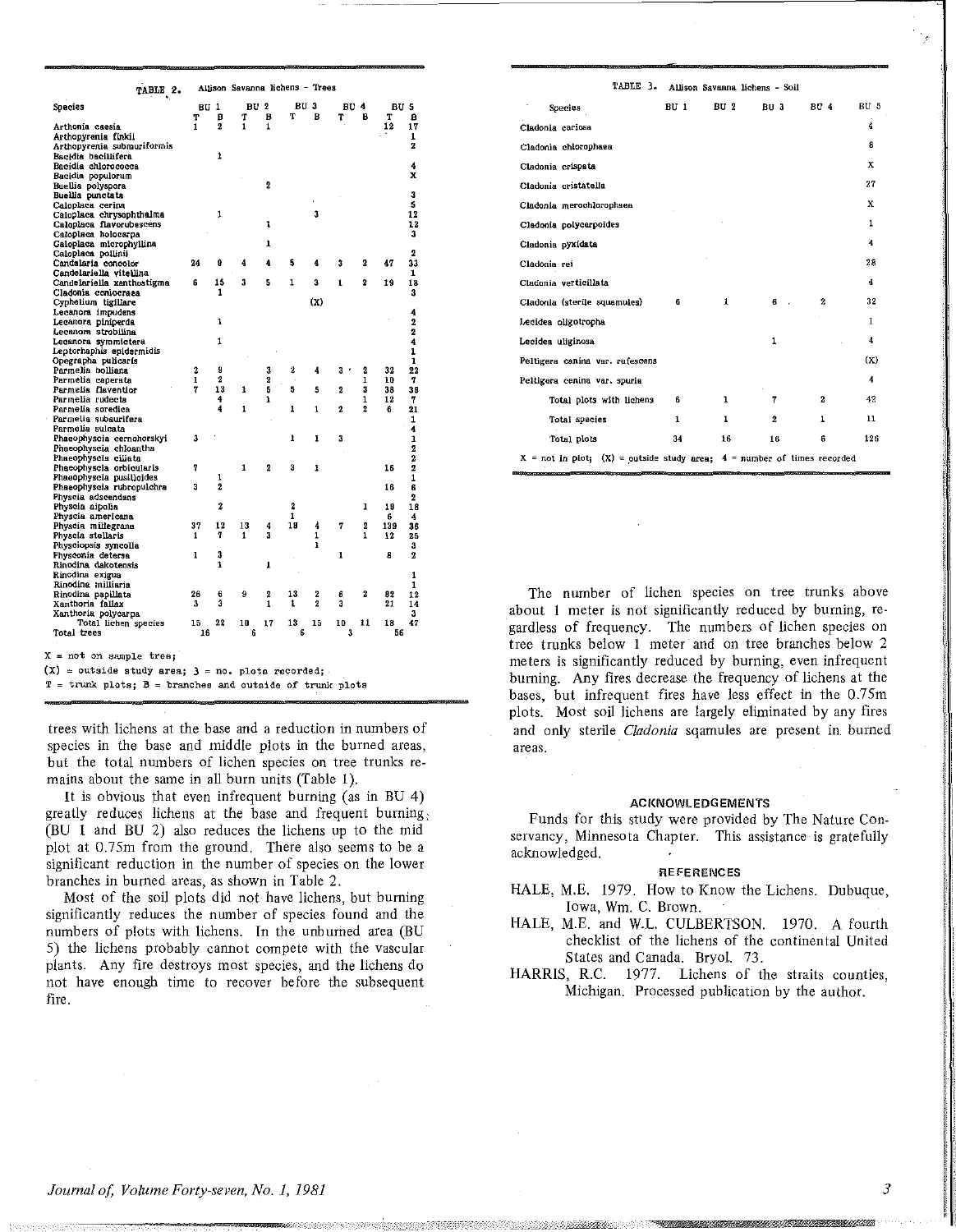TABLE 2. Allison Savanna lichens - Trees

| Species | BU 1 | | BU 2 | | BU 3 | | BU 4 | | BU 5 | |
|---|---|---|---|---|---|---|---|---|---|---|
| | T | B | T | B | T | B | T | B | T | B |
| Arthonia caesia | 1 | 2 | 1 | 1 | | | | | 12 | 17 |
| Arthopyrenia finkii | | | | | | | | | | 1 |
| Arthopyrenia submuriformis | | | | | | | | | | 2 |
| Bacidia bacillifera | | 1 | | | | | | | | |
| Bacidia chlorococca | | | | | | | | | | 4 |
| Bacidia populorum | | | | | | | | | | X |
| Buellia polyspora | | | | 2 | | | | | | |
| Buellia punctata | | | | | | | | | | 3 |
| Caloplaca cerina | | | | | | | | | | 5 |
| Caloplaca chrysophthalma | | 1 | | | | 3 | | | | 12 |
| Caloplaca flavorubescens | | | | 1 | | | | | | 12 |
| Caloplaca holocarpa | | | | | | | | | | 3 |
| Caloplaca microphyllina | | | | 1 | | | | | | |
| Caloplaca pollinii | | | | | | | | | | 2 |
| Candelaria concolor | 24 | 9 | 4 | 4 | 5 | 4 | 3 | 2 | 47 | 33 |
| Candelariella vitellina | | | | | | | | | | 1 |
| Candelariella xanthostigma | 6 | 15 | 3 | 5 | 1 | 3 | 1 | 2 | 19 | 18 |
| Cladonia coniocraea | | 1 | | | | | | | | 3 |
| Cyphelium tigillare | | | | | | (X) | | | | |
| Lecanora impudens | | | | | | | | | | 4 |
| Lecanora piniperda | | 1 | | | | | | | | 2 |
| Lecanora strobilina | | | | | | | | | | 2 |
| Lecanora symmictera | | 1 | | | | | | | | 4 |
| Leptorhaphis epidermidis | | | | | | | | | | 1 |
| Opegrapha pulicaris | | | | | | | | | | 1 |
| Parmelia bolliana | 2 | 9 | | 3 | 2 | 4 | 3 | 2 | 32 | 22 |
| Parmelia caperata | 1 | 2 | | 2 | | | | 1 | 10 | 7 |
| Parmelia flaventior | 7 | 13 | 1 | 5 | 5 | 5 | 2 | 3 | 38 | 38 |
| Parmelia rudecta | | 4 | | 1 | | | | 1 | 12 | 7 |
| Parmelia soredica | | 4 | 1 | | 1 | 1 | 2 | 2 | 6 | 21 |
| Parmelia subaurifera | | | | | | | | | | 1 |
| Parmelia sulcata | | | | | | | | | | 4 |
| Phaeophyscia cernohorskyi | 3 | | | | 1 | 1 | 3 | | | 1 |
| Phaeophyscia chloantha | | | | | | | | | | 2 |
| Phaeophyscia ciliata | | | | | | | | | | 2 |
| Phaeophyscia orbicularis | 7 | | 1 | 2 | 3 | 1 | | | 16 | 2 |
| Phaeophyscia pusilloides | | 1 | | | | | | | | 1 |
| Phaeophyscia rubropulchra | 3 | 2 | | | | | | | 16 | 6 |
| Physcia adscendens | | | | | | | | | | 2 |
| Physcia aipolia | | 2 | | | 2 | | | 1 | 19 | 18 |
| Physcia americana | | | | | 1 | | | | 6 | 4 |
| Physcia millegrana | 37 | 12 | 13 | 4 | 18 | 4 | 7 | 2 | 139 | 36 |
| Physcia stellaris | 1 | 7 | 1 | 3 | | 1 | | 1 | 12 | 25 |
| Physciopsis syncolla | | | | | | 1 | | | | 3 |
| Physconia detersa | 1 | 3 | | | | | 1 | | 8 | 2 |
| Rinodina dakotensis | | 1 | | 1 | | | | | | |
| Rinodina exigua | | | | | | | | | | 1 |
| Rinodina milliaria | | | | | | | | | | 1 |
| Rinodina papillata | 26 | 6 | 9 | 2 | 13 | 2 | 6 | 2 | 82 | 12 |
| Xanthoria fallax | 3 | 3 | | 1 | 1 | 2 | 3 | | 21 | 14 |
| Xanthoria polycarpa | | | | | | | | | | 3 |
| Total lichen species | 15 | 22 | 10 | 17 | 13 | 15 | 10 | 11 | 18 | 47 |
| Total trees | 16 | | 6 | | 6 | | 3 | | 56 | |

X = not on sample tree;
(X) = outside study area; 3 = no. plots recorded;
T = trunk plots; B = branches and outside of trunk plots

trees with lichens at the base and a reduction in numbers of species in the base and middle plots in the burned areas, but the total numbers of lichen species on tree trunks remains about the same in all burn units (Table 1).

It is obvious that even infrequent burning (as in BU 4) greatly reduces lichens at the base and frequent burning (BU 1 and BU 2) also reduces the lichens up to the mid plot at 0.75m from the ground. There also seems to be a significant reduction in the number of species on the lower branches in burned areas, as shown in Table 2.

Most of the soil plots did not have lichens, but burning significantly reduces the number of species found and the numbers of plots with lichens. In the unburned area (BU 5) the lichens probably cannot compete with the vascular plants. Any fire destroys most species, and the lichens do not have enough time to recover before the subsequent fire.

TABLE 3. Allison Savanna lichens - Soil

| Species | BU 1 | BU 2 | BU 3 | BU 4 | BU 5 |
|---|---|---|---|---|---|
| Cladonia cariosa | | | | | 4 |
| Cladonia chlorophaea | | | | | 8 |
| Cladonia crispata | | | | | X |
| Cladonia cristatella | | | | | 27 |
| Cladonia merochlorophaea | | | | | X |
| Cladonia polycarpoides | | | | | 1 |
| Cladonia pyxidata | | | | | 4 |
| Cladonia rei | | | | | 28 |
| Cladonia verticillata | | | | | 4 |
| Cladonia (sterile squamules) | 6 | 1 | 6 | 2 | 32 |
| Lecidea oligotropha | | | | | 1 |
| Lecidea uliginosa | | | 1 | | 4 |
| Peltigera canina var. rufescens | | | | | (X) |
| Peltigera canina var. spuria | | | | | 4 |
| Total plots with lichens | 6 | 1 | 7 | 2 | 42 |
| Total species | 1 | 1 | 2 | 1 | 11 |
| Total plots | 34 | 16 | 16 | 6 | 126 |

X = not in plot; (X) = outside study area; 4 = number of times recorded

The number of lichen species on tree trunks above about 1 meter is not significantly reduced by burning, regardless of frequency. The numbers of lichen species on tree trunks below 1 meter and on tree branches below 2 meters is significantly reduced by burning, even infrequent burning. Any fires decrease the frequency of lichens at the bases, but infrequent fires have less effect in the 0.75m plots. Most soil lichens are largely eliminated by any fires and only sterile *Cladonia* sqamules are present in burned areas.

## ACKNOWLEDGEMENTS

Funds for this study were provided by The Nature Conservancy, Minnesota Chapter. This assistance is gratefully acknowledged.

## REFERENCES

HALE, M.E. 1979. How to Know the Lichens. Dubuque, Iowa, Wm. C. Brown.

HALE, M.E. and W.L. CULBERTSON. 1970. A fourth checklist of the lichens of the continental United States and Canada. Bryol. 73.

HARRIS, R.C. 1977. Lichens of the straits counties, Michigan. Processed publication by the author.